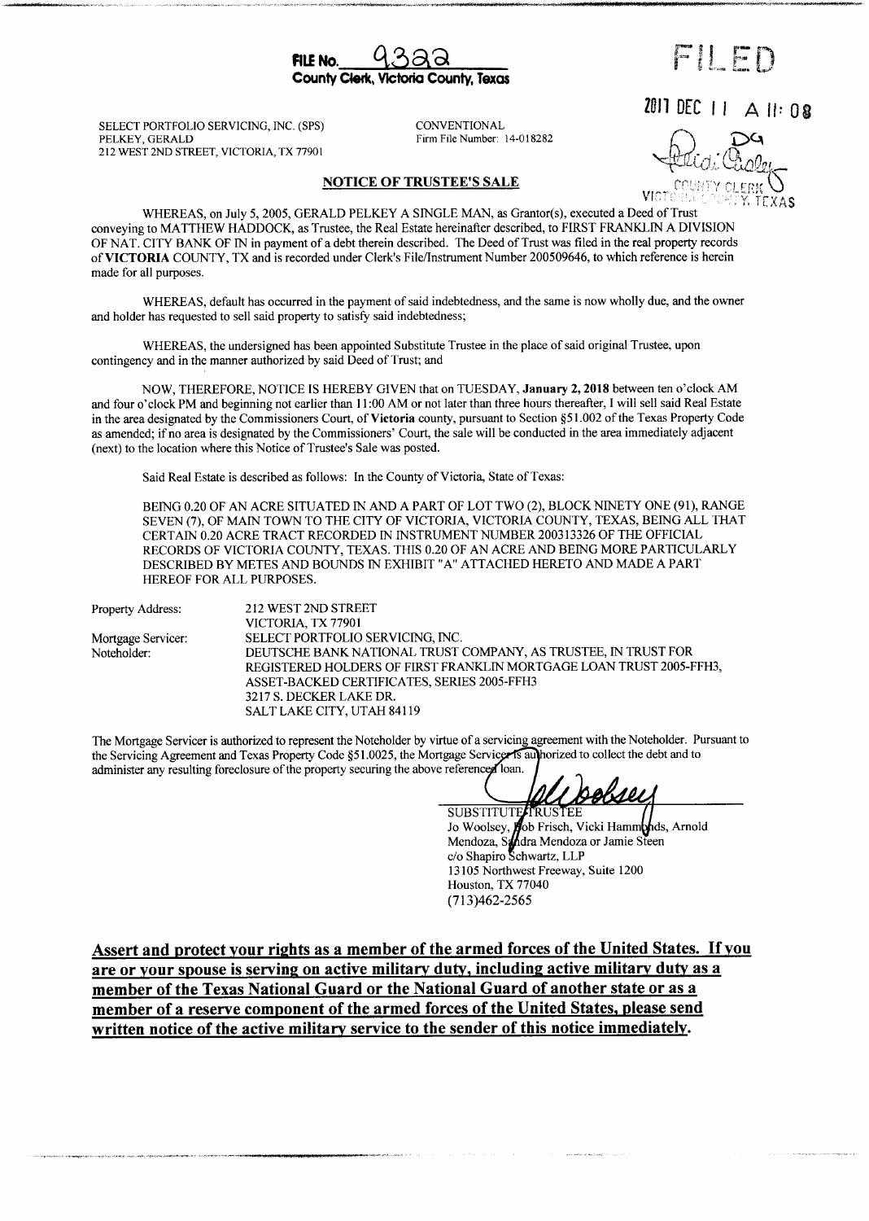**FILE No.** 9322
**County Clerk, Victoria County, Texas**

FILED

2017 DEC 11 A 11: 08

COUNTY CLERK
VICTORIA COUNTY, TEXAS

SELECT PORTFOLIO SERVICING, INC. (SPS)
PELKEY, GERALD
212 WEST 2ND STREET, VICTORIA, TX 77901

CONVENTIONAL
Firm File Number: 14-018282

## NOTICE OF TRUSTEE'S SALE

WHEREAS, on July 5, 2005, GERALD PELKEY A SINGLE MAN, as Grantor(s), executed a Deed of Trust conveying to MATTHEW HADDOCK, as Trustee, the Real Estate hereinafter described, to FIRST FRANKLIN A DIVISION OF NAT. CITY BANK OF IN in payment of a debt therein described. The Deed of Trust was filed in the real property records of **VICTORIA** COUNTY, TX and is recorded under Clerk's File/Instrument Number 200509646, to which reference is herein made for all purposes.

WHEREAS, default has occurred in the payment of said indebtedness, and the same is now wholly due, and the owner and holder has requested to sell said property to satisfy said indebtedness;

WHEREAS, the undersigned has been appointed Substitute Trustee in the place of said original Trustee, upon contingency and in the manner authorized by said Deed of Trust; and

NOW, THEREFORE, NOTICE IS HEREBY GIVEN that on TUESDAY, **January 2, 2018** between ten o'clock AM and four o'clock PM and beginning not earlier than 11:00 AM or not later than three hours thereafter, I will sell said Real Estate in the area designated by the Commissioners Court, of **Victoria** county, pursuant to Section §51.002 of the Texas Property Code as amended; if no area is designated by the Commissioners' Court, the sale will be conducted in the area immediately adjacent (next) to the location where this Notice of Trustee's Sale was posted.

Said Real Estate is described as follows: In the County of Victoria, State of Texas:

BEING 0.20 OF AN ACRE SITUATED IN AND A PART OF LOT TWO (2), BLOCK NINETY ONE (91), RANGE SEVEN (7), OF MAIN TOWN TO THE CITY OF VICTORIA, VICTORIA COUNTY, TEXAS, BEING ALL THAT CERTAIN 0.20 ACRE TRACT RECORDED IN INSTRUMENT NUMBER 200313326 OF THE OFFICIAL RECORDS OF VICTORIA COUNTY, TEXAS. THIS 0.20 OF AN ACRE AND BEING MORE PARTICULARLY DESCRIBED BY METES AND BOUNDS IN EXHIBIT "A" ATTACHED HERETO AND MADE A PART HEREOF FOR ALL PURPOSES.

| | |
|---|---|
| Property Address: | 212 WEST 2ND STREET<br>VICTORIA, TX 77901 |
| Mortgage Servicer: | SELECT PORTFOLIO SERVICING, INC. |
| Noteholder: | DEUTSCHE BANK NATIONAL TRUST COMPANY, AS TRUSTEE, IN TRUST FOR REGISTERED HOLDERS OF FIRST FRANKLIN MORTGAGE LOAN TRUST 2005-FFH3, ASSET-BACKED CERTIFICATES, SERIES 2005-FFH3<br>3217 S. DECKER LAKE DR.<br>SALT LAKE CITY, UTAH 84119 |

The Mortgage Servicer is authorized to represent the Noteholder by virtue of a servicing agreement with the Noteholder. Pursuant to the Servicing Agreement and Texas Property Code §51.0025, the Mortgage Servicer is authorized to collect the debt and to administer any resulting foreclosure of the property securing the above referenced loan.

SUBSTITUTE TRUSTEE
Jo Woolsey, Bob Frisch, Vicki Hammonds, Arnold Mendoza, Sandra Mendoza or Jamie Steen
c/o Shapiro Schwartz, LLP
13105 Northwest Freeway, Suite 1200
Houston, TX 77040
(713)462-2565

**Assert and protect your rights as a member of the armed forces of the United States. If you are or your spouse is serving on active military duty, including active military duty as a member of the Texas National Guard or the National Guard of another state or as a member of a reserve component of the armed forces of the United States, please send written notice of the active military service to the sender of this notice immediately.**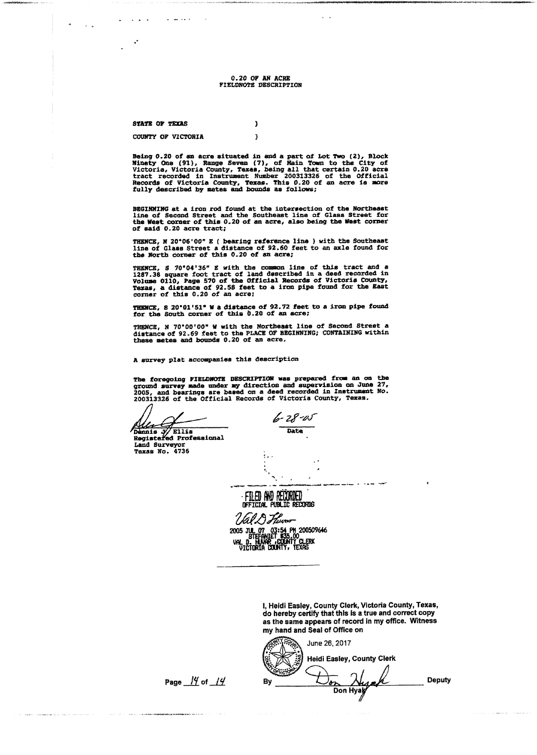# 0.20 OF AN ACRE
## FIELDNOTE DESCRIPTION

STATE OF TEXAS )

COUNTY OF VICTORIA )

Being 0.20 of an acre situated in and a part of Lot Two (2), Block Ninety One (91), Range Seven (7), of Main Town to the City of Victoria, Victoria County, Texas, being all that certain 0.20 acre tract recorded in Instrument Number 200313326 of the Official Records of Victoria County, Texas. This 0.20 of an acre is more fully described by metes and bounds as follows;

BEGINNING at a iron rod found at the intersection of the Northeast line of Second Street and the Southeast line of Glass Street for the West corner of this 0.20 of an acre, also being the West corner of said 0.20 acre tract;

THENCE, N 20°06'00" E ( bearing reference line ) with the Southeast line of Glass Street a distance of 92.60 feet to an axle found for the North corner of this 0.20 of an acre;

THENCE, S 70°04'36" E with the common line of this tract and a 1287.38 square foot tract of land described in a deed recorded in Volume 0110, Page 570 of the Official Records of Victoria County, Texas, a distance of 92.58 feet to a iron pipe found for the East corner of this 0.20 of an acre;

THENCE, S 20°01'51" W a distance of 92.72 feet to a iron pipe found for the South corner of this 0.20 of an acre;

THENCE, N 70°00'00" W with the Northeast line of Second Street a distance of 92.69 feet to the PLACE OF BEGINNING; CONTAINING within these metes and bounds 0.20 of an acre.

A survey plat accompanies this description

The foregoing FIELDNOTE DESCRIPTION was prepared from an on the ground survey made under my direction and supervision on June 27, 2005, and bearings are based on a deed recorded in Instrument No. 200313326 of the Official Records of Victoria County, Texas.

Dennis J. Ellis
Registered Professional
Land Surveyor
Texas No. 4736

6-28-05
Date

FILED AND RECORDED
OFFICIAL PUBLIC RECORDS

Val D. Huvar

2005 JUL 07 03:54 PM 200509646
STEFANIET $35.00
VAL D. HUVAR, COUNTY CLERK
VICTORIA COUNTY, TEXAS

I, Heidi Easley, County Clerk, Victoria County, Texas, do hereby certify that this is a true and correct copy as the same appears of record in my office. Witness my hand and Seal of Office on

June 26, 2017

Heidi Easley, County Clerk

By Don Hyak Deputy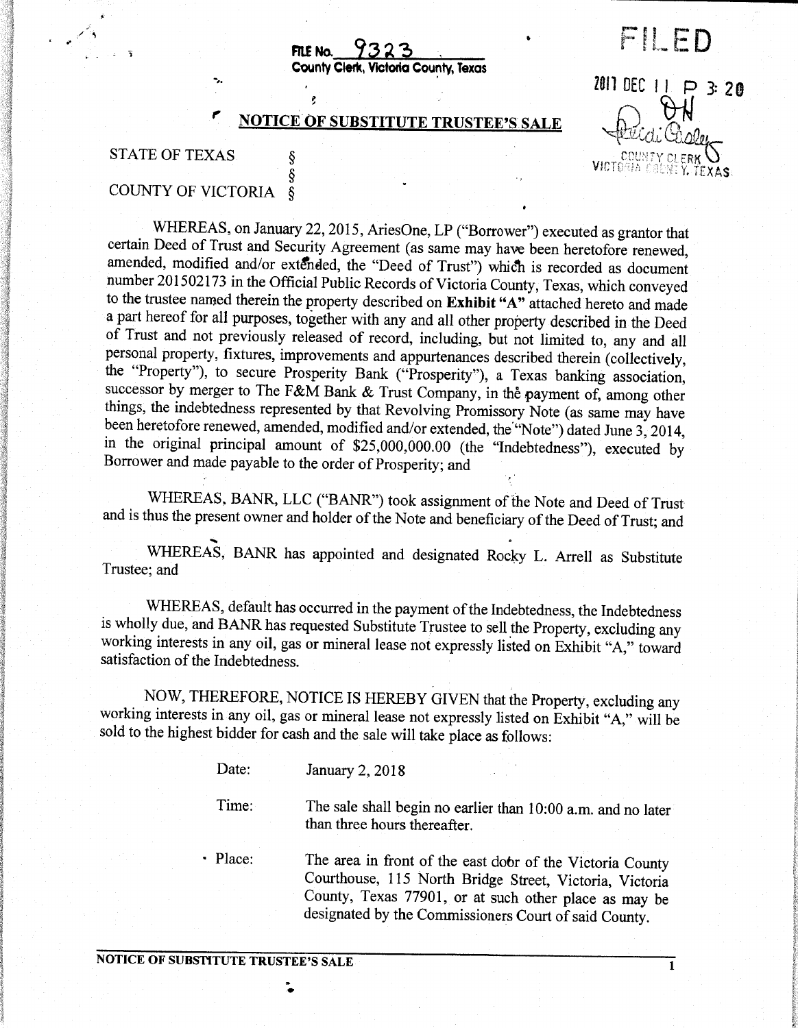FILE No. 9323
County Clerk, Victoria County, Texas

FILED

2017 DEC 11 P 3:20

COUNTY CLERK
VICTORIA COUNTY, TEXAS

# NOTICE OF SUBSTITUTE TRUSTEE'S SALE

STATE OF TEXAS §
§
COUNTY OF VICTORIA §

WHEREAS, on January 22, 2015, AriesOne, LP ("Borrower") executed as grantor that certain Deed of Trust and Security Agreement (as same may have been heretofore renewed, amended, modified and/or extended, the "Deed of Trust") which is recorded as document number 201502173 in the Official Public Records of Victoria County, Texas, which conveyed to the trustee named therein the property described on **Exhibit "A"** attached hereto and made a part hereof for all purposes, together with any and all other property described in the Deed of Trust and not previously released of record, including, but not limited to, any and all personal property, fixtures, improvements and appurtenances described therein (collectively, the "Property"), to secure Prosperity Bank ("Prosperity"), a Texas banking association, successor by merger to The F&M Bank & Trust Company, in the payment of, among other things, the indebtedness represented by that Revolving Promissory Note (as same may have been heretofore renewed, amended, modified and/or extended, the "Note") dated June 3, 2014, in the original principal amount of $25,000,000.00 (the "Indebtedness"), executed by Borrower and made payable to the order of Prosperity; and

WHEREAS, BANR, LLC ("BANR") took assignment of the Note and Deed of Trust and is thus the present owner and holder of the Note and beneficiary of the Deed of Trust; and

WHEREAS, BANR has appointed and designated Rocky L. Arrell as Substitute Trustee; and

WHEREAS, default has occurred in the payment of the Indebtedness, the Indebtedness is wholly due, and BANR has requested Substitute Trustee to sell the Property, excluding any working interests in any oil, gas or mineral lease not expressly listed on Exhibit "A," toward satisfaction of the Indebtedness.

NOW, THEREFORE, NOTICE IS HEREBY GIVEN that the Property, excluding any working interests in any oil, gas or mineral lease not expressly listed on Exhibit "A," will be sold to the highest bidder for cash and the sale will take place as follows:

Date: January 2, 2018

Time: The sale shall begin no earlier than 10:00 a.m. and no later than three hours thereafter.

Place: The area in front of the east door of the Victoria County Courthouse, 115 North Bridge Street, Victoria, Victoria County, Texas 77901, or at such other place as may be designated by the Commissioners Court of said County.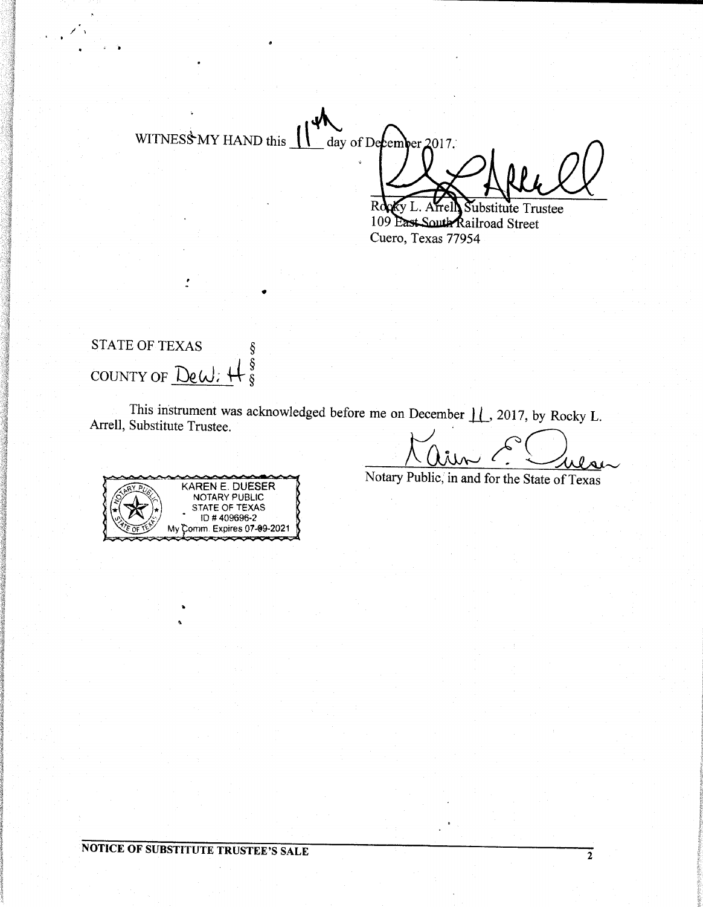WITNESS MY HAND this 11th day of December 2017.

Rocky L. Arrell, Substitute Trustee
109 East South Railroad Street
Cuero, Texas 77954

STATE OF TEXAS §
§
COUNTY OF DeWitt §

This instrument was acknowledged before me on December 11, 2017, by Rocky L. Arrell, Substitute Trustee.

Notary Public, in and for the State of Texas

KAREN E. DUESER
NOTARY PUBLIC
STATE OF TEXAS
ID # 409696-2
My Comm. Expires 07-09-2021

NOTICE OF SUBSTITUTE TRUSTEE'S SALE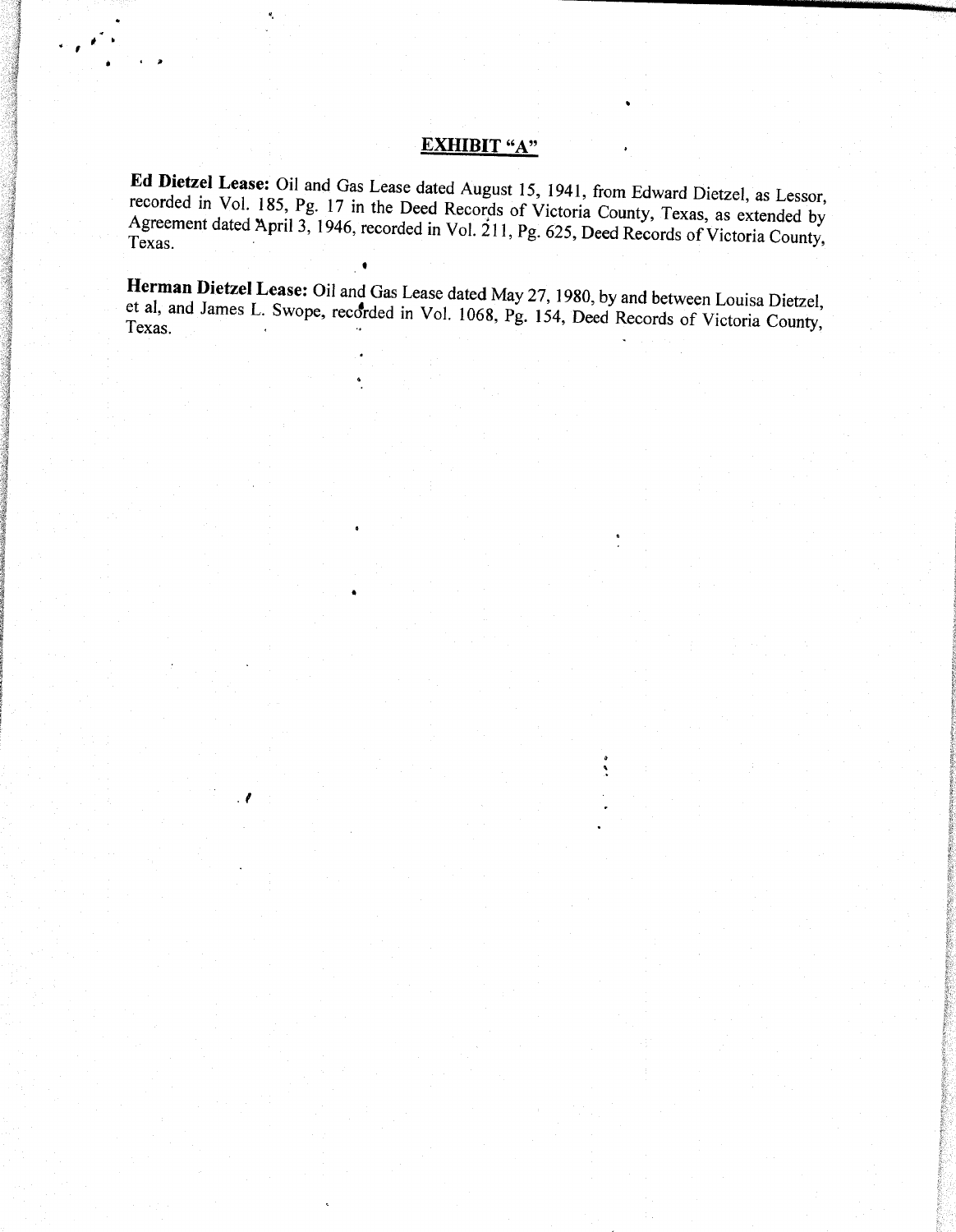## EXHIBIT "A"

**Ed Dietzel Lease:** Oil and Gas Lease dated August 15, 1941, from Edward Dietzel, as Lessor, recorded in Vol. 185, Pg. 17 in the Deed Records of Victoria County, Texas, as extended by Agreement dated April 3, 1946, recorded in Vol. 211, Pg. 625, Deed Records of Victoria County, Texas.

**Herman Dietzel Lease:** Oil and Gas Lease dated May 27, 1980, by and between Louisa Dietzel, et al, and James L. Swope, recorded in Vol. 1068, Pg. 154, Deed Records of Victoria County, Texas.